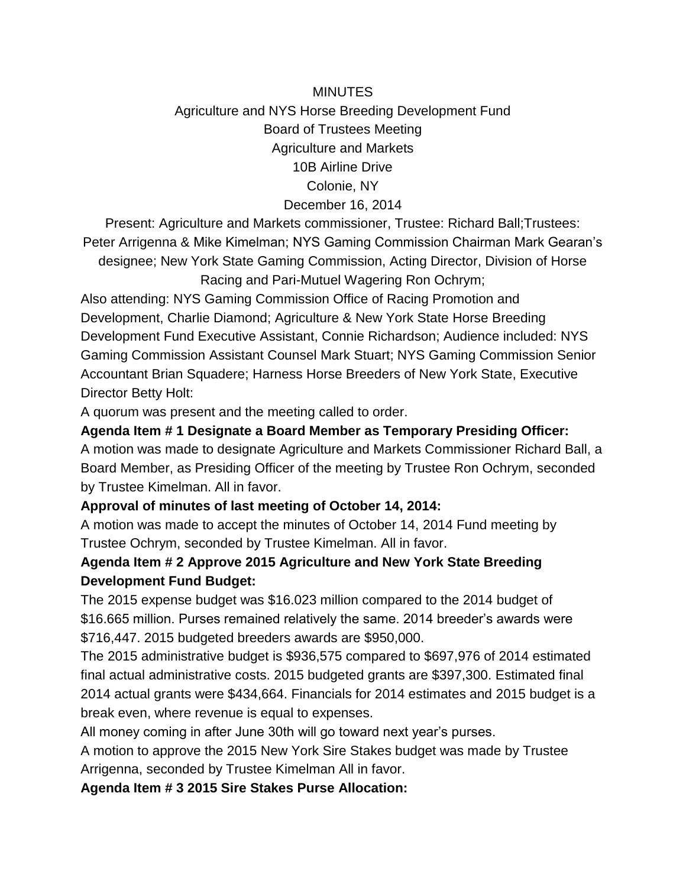MINUTES

Agriculture and NYS Horse Breeding Development Fund

Board of Trustees Meeting

Agriculture and Markets

10B Airline Drive

Colonie, NY

December 16, 2014

Present: Agriculture and Markets commissioner, Trustee: Richard Ball;Trustees: Peter Arrigenna & Mike Kimelman; NYS Gaming Commission Chairman Mark Gearan's designee; New York State Gaming Commission, Acting Director, Division of Horse Racing and Pari-Mutuel Wagering Ron Ochrym;

Also attending: NYS Gaming Commission Office of Racing Promotion and Development, Charlie Diamond; Agriculture & New York State Horse Breeding Development Fund Executive Assistant, Connie Richardson; Audience included: NYS Gaming Commission Assistant Counsel Mark Stuart; NYS Gaming Commission Senior Accountant Brian Squadere; Harness Horse Breeders of New York State, Executive Director Betty Holt:

A quorum was present and the meeting called to order.

**Agenda Item # 1 Designate a Board Member as Temporary Presiding Officer:**

A motion was made to designate Agriculture and Markets Commissioner Richard Ball, a Board Member, as Presiding Officer of the meeting by Trustee Ron Ochrym, seconded by Trustee Kimelman. All in favor.

**Approval of minutes of last meeting of October 14, 2014:**

A motion was made to accept the minutes of October 14, 2014 Fund meeting by Trustee Ochrym, seconded by Trustee Kimelman. All in favor.

**Agenda Item # 2 Approve 2015 Agriculture and New York State Breeding Development Fund Budget:**

The 2015 expense budget was $16.023 million compared to the 2014 budget of $16.665 million. Purses remained relatively the same. 2014 breeder's awards were $716,447. 2015 budgeted breeders awards are $950,000.

The 2015 administrative budget is $936,575 compared to $697,976 of 2014 estimated final actual administrative costs. 2015 budgeted grants are $397,300. Estimated final 2014 actual grants were $434,664. Financials for 2014 estimates and 2015 budget is a break even, where revenue is equal to expenses.

All money coming in after June 30th will go toward next year's purses.

A motion to approve the 2015 New York Sire Stakes budget was made by Trustee Arrigenna, seconded by Trustee Kimelman All in favor.

**Agenda Item # 3 2015 Sire Stakes Purse Allocation:**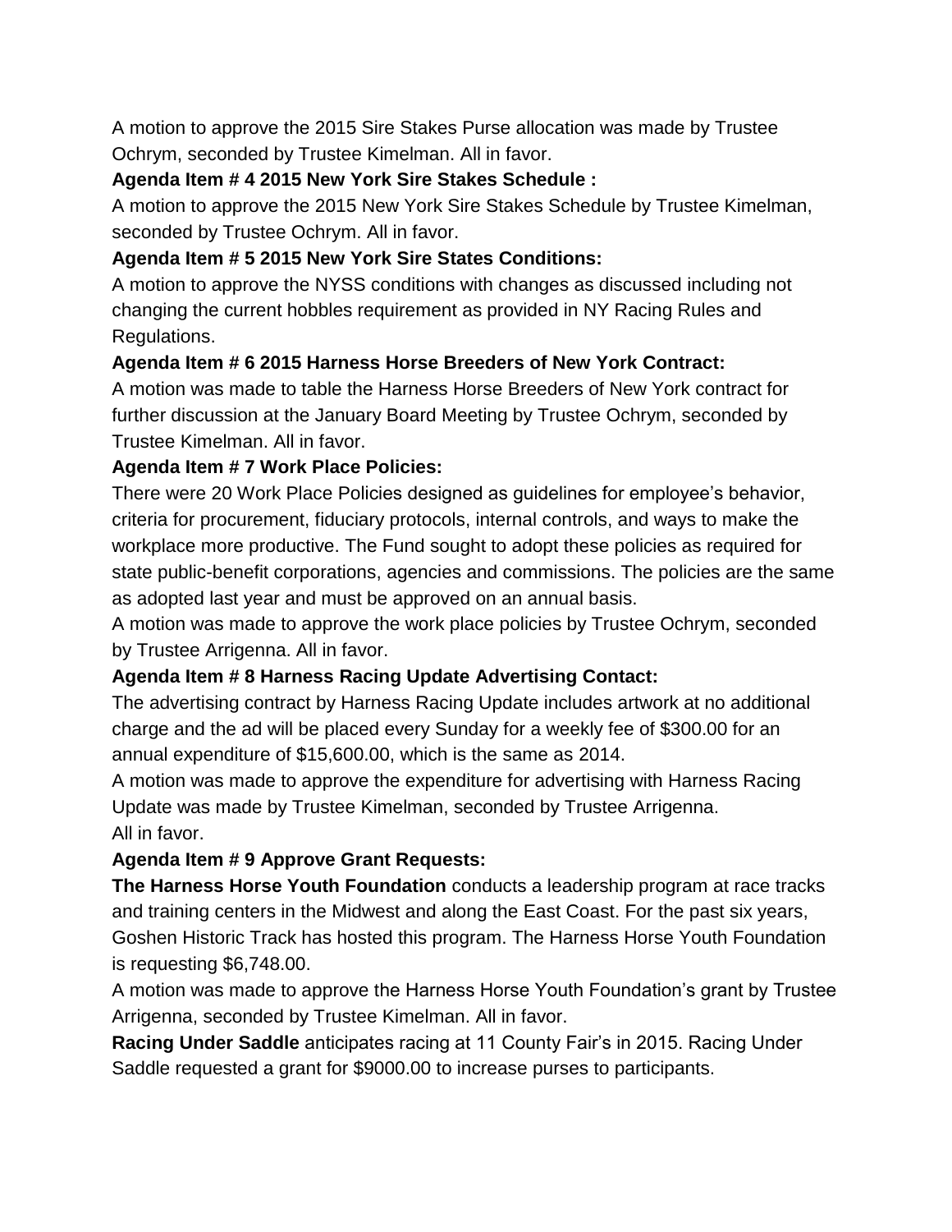A motion to approve the 2015 Sire Stakes Purse allocation was made by Trustee Ochrym, seconded by Trustee Kimelman. All in favor.

**Agenda Item # 4 2015 New York Sire Stakes Schedule :**

A motion to approve the 2015 New York Sire Stakes Schedule by Trustee Kimelman, seconded by Trustee Ochrym. All in favor.

**Agenda Item # 5 2015 New York Sire States Conditions:**

A motion to approve the NYSS conditions with changes as discussed including not changing the current hobbles requirement as provided in NY Racing Rules and Regulations.

**Agenda Item # 6 2015 Harness Horse Breeders of New York Contract:**

A motion was made to table the Harness Horse Breeders of New York contract for further discussion at the January Board Meeting by Trustee Ochrym, seconded by Trustee Kimelman. All in favor.

**Agenda Item # 7 Work Place Policies:**

There were 20 Work Place Policies designed as guidelines for employee's behavior, criteria for procurement, fiduciary protocols, internal controls, and ways to make the workplace more productive. The Fund sought to adopt these policies as required for state public-benefit corporations, agencies and commissions. The policies are the same as adopted last year and must be approved on an annual basis.

A motion was made to approve the work place policies by Trustee Ochrym, seconded by Trustee Arrigenna. All in favor.

**Agenda Item # 8 Harness Racing Update Advertising Contact:**

The advertising contract by Harness Racing Update includes artwork at no additional charge and the ad will be placed every Sunday for a weekly fee of $300.00 for an annual expenditure of $15,600.00, which is the same as 2014.

A motion was made to approve the expenditure for advertising with Harness Racing Update was made by Trustee Kimelman, seconded by Trustee Arrigenna.
All in favor.

**Agenda Item # 9 Approve Grant Requests:**

**The Harness Horse Youth Foundation** conducts a leadership program at race tracks and training centers in the Midwest and along the East Coast. For the past six years, Goshen Historic Track has hosted this program. The Harness Horse Youth Foundation is requesting $6,748.00.

A motion was made to approve the Harness Horse Youth Foundation's grant by Trustee Arrigenna, seconded by Trustee Kimelman. All in favor.

**Racing Under Saddle** anticipates racing at 11 County Fair's in 2015. Racing Under Saddle requested a grant for $9000.00 to increase purses to participants.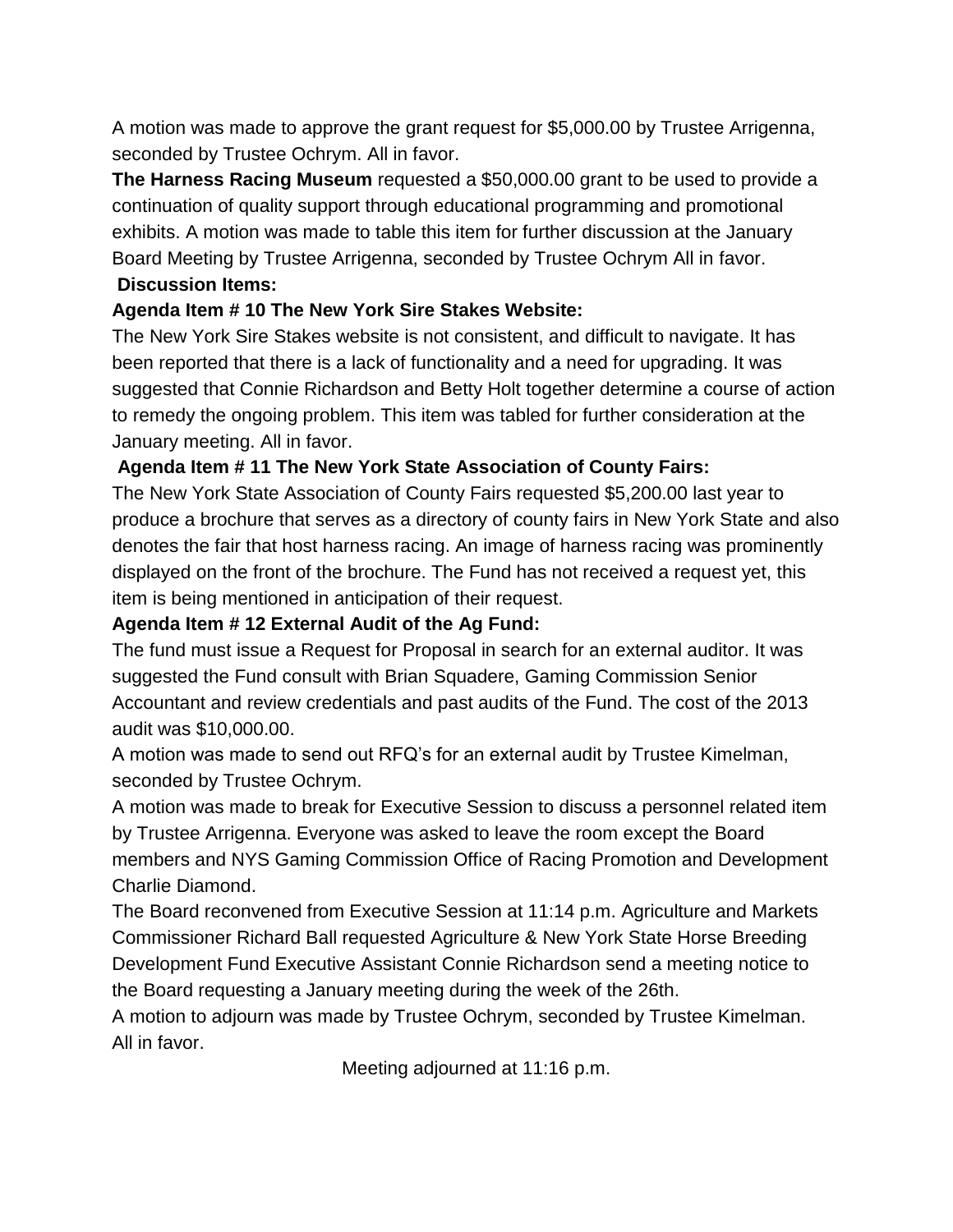A motion was made to approve the grant request for $5,000.00 by Trustee Arrigenna, seconded by Trustee Ochrym. All in favor.

**The Harness Racing Museum** requested a $50,000.00 grant to be used to provide a continuation of quality support through educational programming and promotional exhibits. A motion was made to table this item for further discussion at the January Board Meeting by Trustee Arrigenna, seconded by Trustee Ochrym All in favor.

**Discussion Items:**

**Agenda Item # 10 The New York Sire Stakes Website:**

The New York Sire Stakes website is not consistent, and difficult to navigate. It has been reported that there is a lack of functionality and a need for upgrading. It was suggested that Connie Richardson and Betty Holt together determine a course of action to remedy the ongoing problem. This item was tabled for further consideration at the January meeting. All in favor.

**Agenda Item # 11 The New York State Association of County Fairs:**

The New York State Association of County Fairs requested $5,200.00 last year to produce a brochure that serves as a directory of county fairs in New York State and also denotes the fair that host harness racing. An image of harness racing was prominently displayed on the front of the brochure. The Fund has not received a request yet, this item is being mentioned in anticipation of their request.

**Agenda Item # 12 External Audit of the Ag Fund:**

The fund must issue a Request for Proposal in search for an external auditor. It was suggested the Fund consult with Brian Squadere, Gaming Commission Senior Accountant and review credentials and past audits of the Fund. The cost of the 2013 audit was $10,000.00.

A motion was made to send out RFQ's for an external audit by Trustee Kimelman, seconded by Trustee Ochrym.

A motion was made to break for Executive Session to discuss a personnel related item by Trustee Arrigenna. Everyone was asked to leave the room except the Board members and NYS Gaming Commission Office of Racing Promotion and Development Charlie Diamond.

The Board reconvened from Executive Session at 11:14 p.m. Agriculture and Markets Commissioner Richard Ball requested Agriculture & New York State Horse Breeding Development Fund Executive Assistant Connie Richardson send a meeting notice to the Board requesting a January meeting during the week of the 26th.

A motion to adjourn was made by Trustee Ochrym, seconded by Trustee Kimelman. All in favor.

Meeting adjourned at 11:16 p.m.